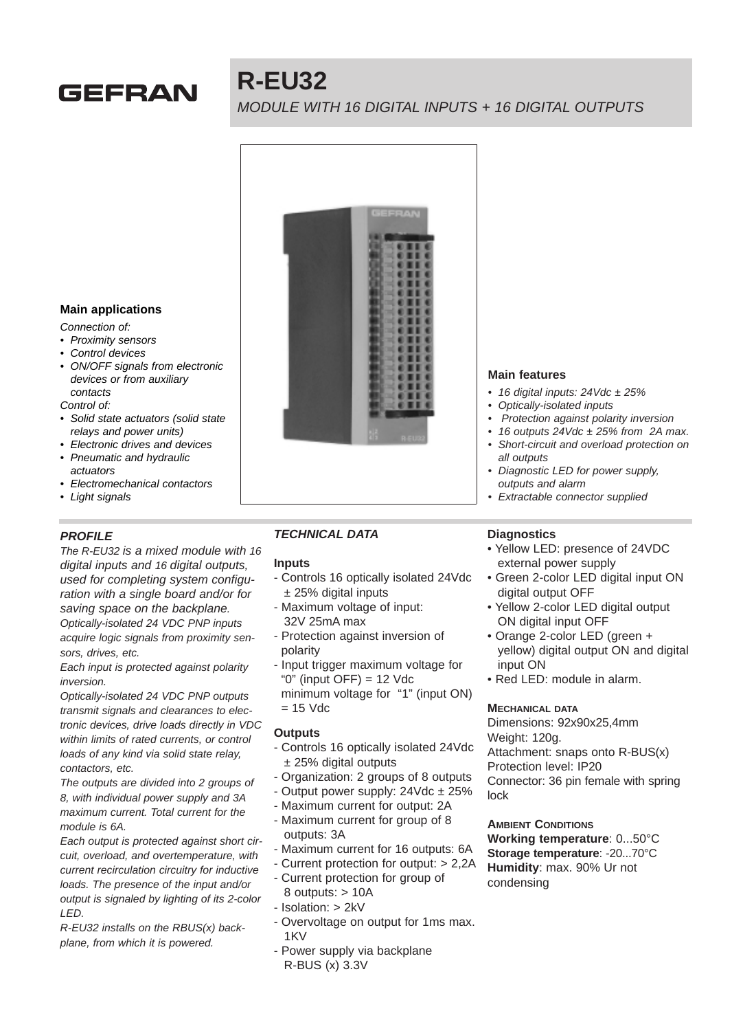GEFRAN

# R-EU32

*MODULE WITH 16 DIGITAL INPUTS + 16 DIGITAL OUTPUTS*

### Main applications

*Connection of:*

- *Proximity sensors*
- *Control devices*
- *ON/OFF signals from electronic devices or from auxiliary contacts*

*Control of:*

- *Solid state actuators (solid state relays and power units)*
- *Electronic drives and devices*
- *Pneumatic and hydraulic actuators*
- *Electromechanical contactors*
- *Light signals*

### Main features

- *16 digital inputs: 24Vdc ± 25%*
- *Optically-isolated inputs*
- *Protection against polarity inversion*
- *16 outputs 24Vdc ± 25% from 2A max.*
- *Short-circuit and overload protection on all outputs*
- *Diagnostic LED for power supply, outputs and alarm*
- *Extractable connector supplied*

## PROFILE

*The R-EU32 is a mixed module with 16 digital inputs and 16 digital outputs, used for completing system configuration with a single board and/or for saving space on the backplane.*

*Optically-isolated 24 VDC PNP inputs acquire logic signals from proximity sensors, drives, etc.*

*Each input is protected against polarity inversion.*

*Optically-isolated 24 VDC PNP outputs transmit signals and clearances to electronic devices, drive loads directly in VDC within limits of rated currents, or control loads of any kind via solid state relay, contactors, etc.*

*The outputs are divided into 2 groups of 8, with individual power supply and 3A maximum current. Total current for the module is 6A.*

*Each output is protected against short circuit, overload, and overtemperature, with current recirculation circuitry for inductive loads. The presence of the input and/or output is signaled by lighting of its 2-color LED.*

*R-EU32 installs on the RBUS(x) backplane, from which it is powered.*

## TECHNICAL DATA

### Inputs

- Controls 16 optically isolated 24Vdc ± 25% digital inputs
- Maximum voltage of input: 32V 25mA max
- Protection against inversion of polarity
- Input trigger maximum voltage for "0" (input OFF) = 12 Vdc minimum voltage for "1" (input ON) = 15 Vdc

### Outputs

- Controls 16 optically isolated 24Vdc ± 25% digital outputs
- Organization: 2 groups of 8 outputs
- Output power supply: 24Vdc ± 25%
- Maximum current for output: 2A
- Maximum current for group of 8 outputs: 3A
- Maximum current for 16 outputs: 6A
- Current protection for output: > 2,2A
- Current protection for group of 8 outputs: > 10A
- Isolation: > 2kV
- Overvoltage on output for 1ms max. 1KV
- Power supply via backplane R-BUS (x) 3.3V

### Diagnostics

- Yellow LED: presence of 24VDC external power supply
- Green 2-color LED digital input ON digital output OFF
- Yellow 2-color LED digital output ON digital input OFF
- Orange 2-color LED (green + yellow) digital output ON and digital input ON
- Red LED: module in alarm.

### Mechanical data

Dimensions: 92x90x25,4mm
Weight: 120g.
Attachment: snaps onto R-BUS(x)
Protection level: IP20
Connector: 36 pin female with spring lock

### Ambient Conditions

**Working temperature**: 0...50°C
**Storage temperature**: -20...70°C
**Humidity**: max. 90% Ur not condensing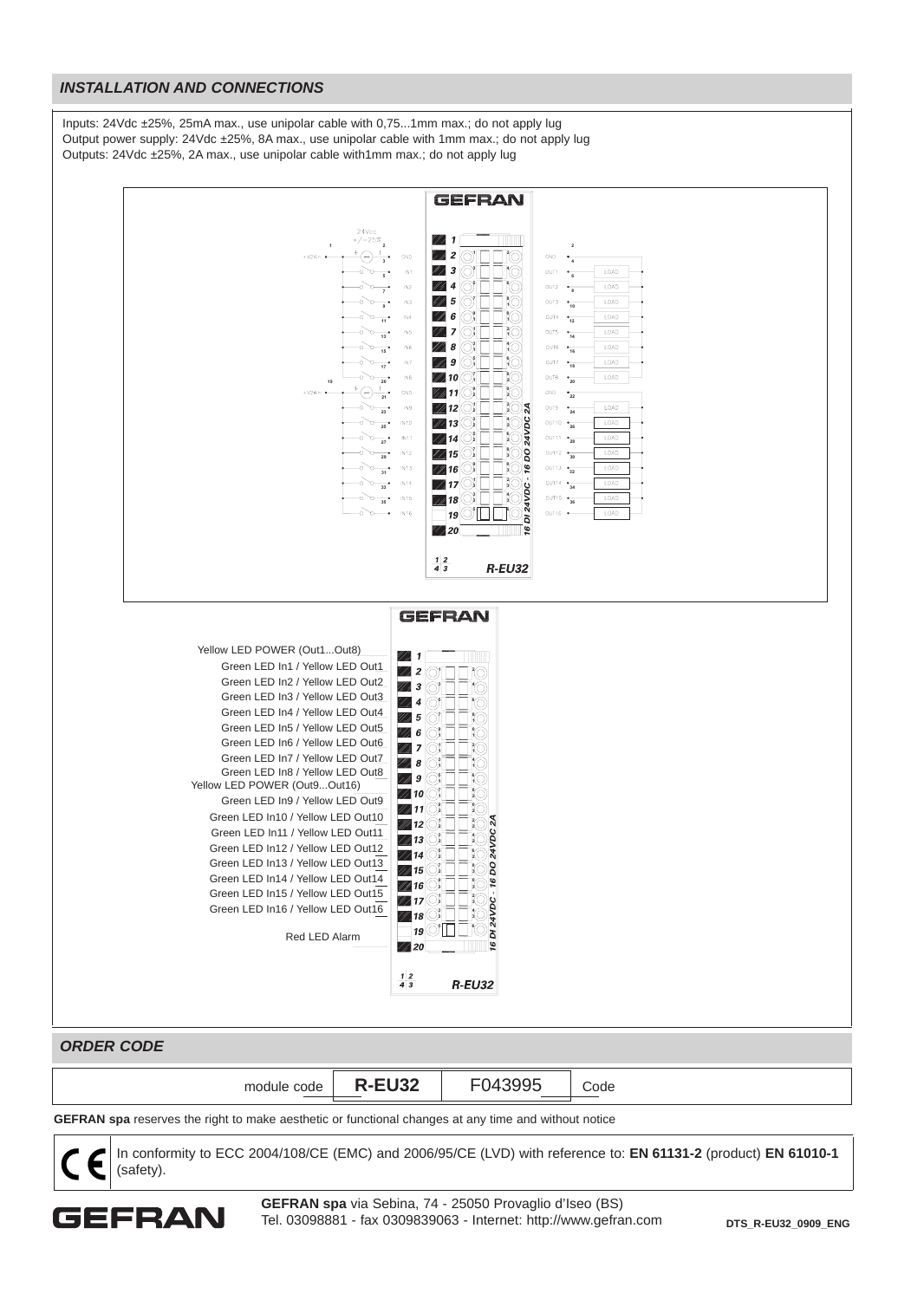## INSTALLATION AND CONNECTIONS

Inputs: 24Vdc ±25%, 25mA max., use unipolar cable with 0,75...1mm max.; do not apply lug
Output power supply: 24Vdc ±25%, 8A max., use unipolar cable with 1mm max.; do not apply lug
Outputs: 24Vdc ±25%, 2A max., use unipolar cable with1mm max.; do not apply lug

GEFRAN

24Vcc +/-25%

+V24in GND IN1 IN2 IN3 IN4 IN5 IN6 IN7 IN8
+V24in GND IN9 IN10 IN11 IN12 IN13 IN14 IN15 IN16

GND OUT1 OUT2 OUT3 OUT4 OUT5 OUT6 OUT7 OUT8
GND OUT9 OUT10 OUT11 OUT12 OUT13 OUT14 OUT15 OUT16

LOAD

16 DI 24VDC - 16 DO 24VDC 2A

R-EU32

GEFRAN

Yellow LED POWER (Out1...Out8)
Green LED In1 / Yellow LED Out1
Green LED In2 / Yellow LED Out2
Green LED In3 / Yellow LED Out3
Green LED In4 / Yellow LED Out4
Green LED In5 / Yellow LED Out5
Green LED In6 / Yellow LED Out6
Green LED In7 / Yellow LED Out7
Green LED In8 / Yellow LED Out8
Yellow LED POWER (Out9...Out16)
Green LED In9 / Yellow LED Out9
Green LED In10 / Yellow LED Out10
Green LED In11 / Yellow LED Out11
Green LED In12 / Yellow LED Out12
Green LED In13 / Yellow LED Out13
Green LED In14 / Yellow LED Out14
Green LED In15 / Yellow LED Out15
Green LED In16 / Yellow LED Out16

Red LED Alarm

16 DI 24VDC - 16 DO 24VDC 2A

R-EU32

## ORDER CODE

| module code | R-EU32 | F043995 | Code |
|---|---|---|---|

**GEFRAN spa** reserves the right to make aesthetic or functional changes at any time and without notice

In conformity to ECC 2004/108/CE (EMC) and 2006/95/CE (LVD) with reference to: **EN 61131-2** (product) **EN 61010-1** (safety).

**GEFRAN spa** via Sebina, 74 - 25050 Provaglio d'Iseo (BS)
Tel. 03098881 - fax 0309839063 - Internet: http://www.gefran.com

DTS_R-EU32_0909_ENG